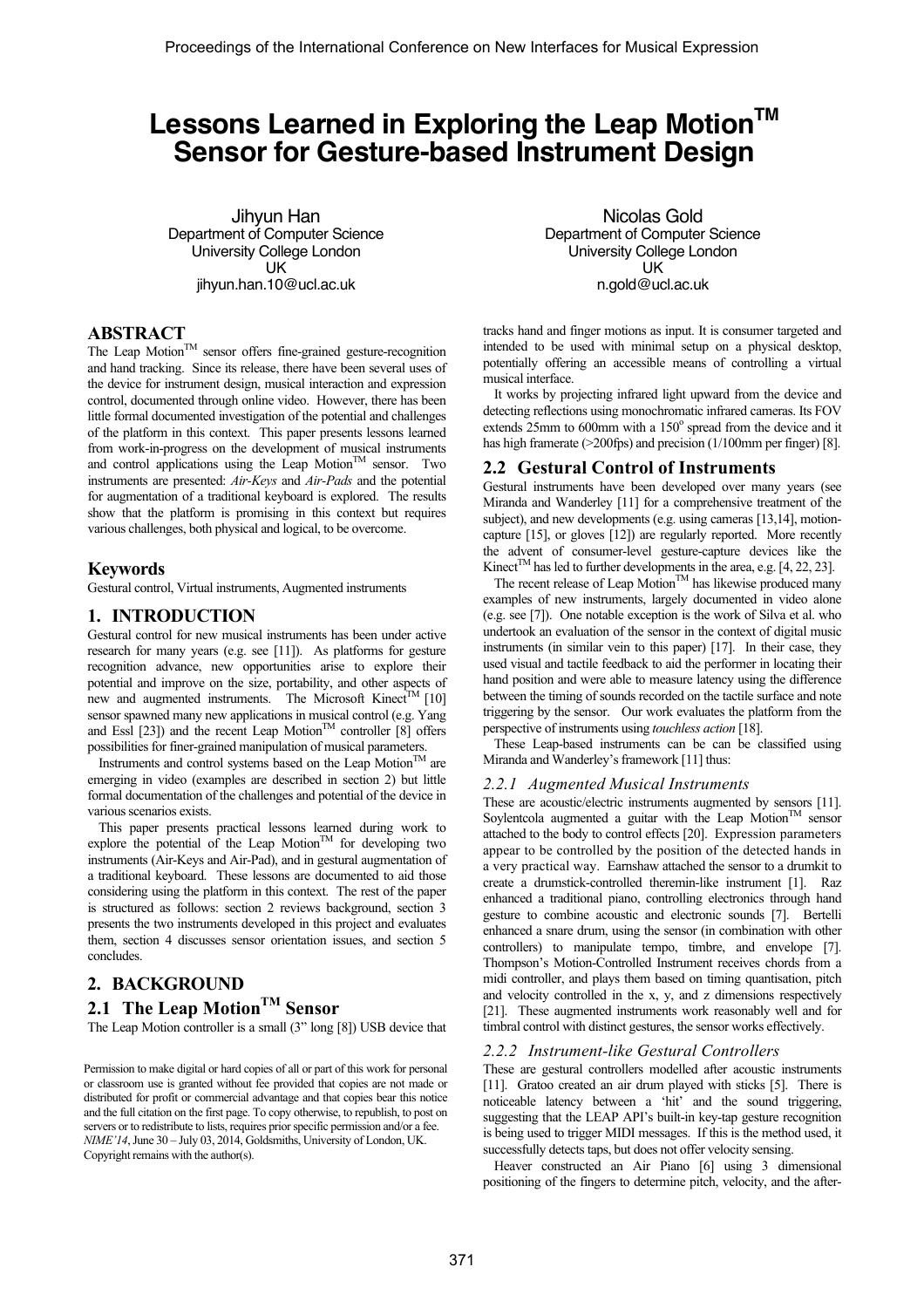# Lessons Learned in Exploring the Leap Motion™ Sensor for Gesture-based Instrument Design

Jihyun Han
Department of Computer Science
University College London
UK
jihyun.han.10@ucl.ac.uk

Nicolas Gold
Department of Computer Science
University College London
UK
n.gold@ucl.ac.uk

## ABSTRACT

The Leap Motion™ sensor offers fine-grained gesture-recognition and hand tracking. Since its release, there have been several uses of the device for instrument design, musical interaction and expression control, documented through online video. However, there has been little formal documented investigation of the potential and challenges of the platform in this context. This paper presents lessons learned from work-in-progress on the development of musical instruments and control applications using the Leap Motion™ sensor. Two instruments are presented: *Air-Keys* and *Air-Pads* and the potential for augmentation of a traditional keyboard is explored. The results show that the platform is promising in this context but requires various challenges, both physical and logical, to be overcome.

## Keywords

Gestural control, Virtual instruments, Augmented instruments

## 1. INTRODUCTION

Gestural control for new musical instruments has been under active research for many years (e.g. see [11]). As platforms for gesture recognition advance, new opportunities arise to explore their potential and improve on the size, portability, and other aspects of new and augmented instruments. The Microsoft Kinect™ [10] sensor spawned many new applications in musical control (e.g. Yang and Essl [23]) and the recent Leap Motion™ controller [8] offers possibilities for finer-grained manipulation of musical parameters.

Instruments and control systems based on the Leap Motion™ are emerging in video (examples are described in section 2) but little formal documentation of the challenges and potential of the device in various scenarios exists.

This paper presents practical lessons learned during work to explore the potential of the Leap Motion™ for developing two instruments (Air-Keys and Air-Pad), and in gestural augmentation of a traditional keyboard. These lessons are documented to aid those considering using the platform in this context. The rest of the paper is structured as follows: section 2 reviews background, section 3 presents the two instruments developed in this project and evaluates them, section 4 discusses sensor orientation issues, and section 5 concludes.

## 2. BACKGROUND

## 2.1 The Leap Motion™ Sensor

The Leap Motion controller is a small (3" long [8]) USB device that tracks hand and finger motions as input. It is consumer targeted and intended to be used with minimal setup on a physical desktop, potentially offering an accessible means of controlling a virtual musical interface.

It works by projecting infrared light upward from the device and detecting reflections using monochromatic infrared cameras. Its FOV extends 25mm to 600mm with a 150° spread from the device and it has high framerate (>200fps) and precision (1/100mm per finger) [8].

## 2.2 Gestural Control of Instruments

Gestural instruments have been developed over many years (see Miranda and Wanderley [11] for a comprehensive treatment of the subject), and new developments (e.g. using cameras [13,14], motion-capture [15], or gloves [12]) are regularly reported. More recently the advent of consumer-level gesture-capture devices like the Kinect™ has led to further developments in the area, e.g. [4, 22, 23].

The recent release of Leap Motion™ has likewise produced many examples of new instruments, largely documented in video alone (e.g. see [7]). One notable exception is the work of Silva et al. who undertook an evaluation of the sensor in the context of digital music instruments (in similar vein to this paper) [17]. In their case, they used visual and tactile feedback to aid the performer in locating their hand position and were able to measure latency using the difference between the timing of sounds recorded on the tactile surface and note triggering by the sensor. Our work evaluates the platform from the perspective of instruments using *touchless action* [18].

These Leap-based instruments can be can be classified using Miranda and Wanderley's framework [11] thus:

### 2.2.1 Augmented Musical Instruments

These are acoustic/electric instruments augmented by sensors [11]. Soylentcola augmented a guitar with the Leap Motion™ sensor attached to the body to control effects [20]. Expression parameters appear to be controlled by the position of the detected hands in a very practical way. Earnshaw attached the sensor to a drumkit to create a drumstick-controlled theremin-like instrument [1]. Raz enhanced a traditional piano, controlling electronics through hand gesture to combine acoustic and electronic sounds [7]. Bertelli enhanced a snare drum, using the sensor (in combination with other controllers) to manipulate tempo, timbre, and envelope [7]. Thompson's Motion-Controlled Instrument receives chords from a midi controller, and plays them based on timing quantisation, pitch and velocity controlled in the x, y, and z dimensions respectively [21]. These augmented instruments work reasonably well and for timbral control with distinct gestures, the sensor works effectively.

### 2.2.2 Instrument-like Gestural Controllers

These are gestural controllers modelled after acoustic instruments [11]. Gratoo created an air drum played with sticks [5]. There is noticeable latency between a 'hit' and the sound triggering, suggesting that the LEAP API's built-in key-tap gesture recognition is being used to trigger MIDI messages. If this is the method used, it successfully detects taps, but does not offer velocity sensing.

Heaver constructed an Air Piano [6] using 3 dimensional positioning of the fingers to determine pitch, velocity, and the after-

Permission to make digital or hard copies of all or part of this work for personal or classroom use is granted without fee provided that copies are not made or distributed for profit or commercial advantage and that copies bear this notice and the full citation on the first page. To copy otherwise, to republish, to post on servers or to redistribute to lists, requires prior specific permission and/or a fee. *NIME'14*, June 30 – July 03, 2014, Goldsmiths, University of London, UK. Copyright remains with the author(s).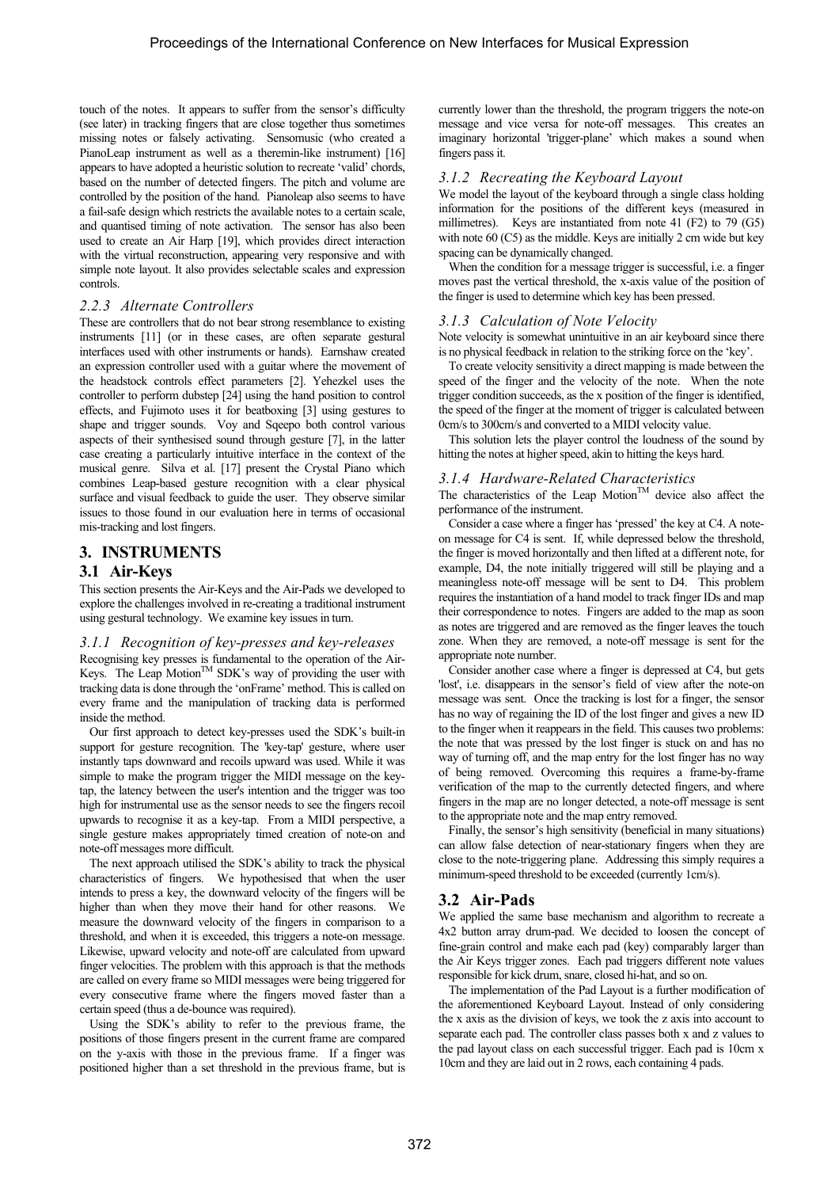touch of the notes. It appears to suffer from the sensor's difficulty (see later) in tracking fingers that are close together thus sometimes missing notes or falsely activating. Sensomusic (who created a PianoLeap instrument as well as a theremin-like instrument) [16] appears to have adopted a heuristic solution to recreate 'valid' chords, based on the number of detected fingers. The pitch and volume are controlled by the position of the hand. Pianoleap also seems to have a fail-safe design which restricts the available notes to a certain scale, and quantised timing of note activation. The sensor has also been used to create an Air Harp [19], which provides direct interaction with the virtual reconstruction, appearing very responsive and with simple note layout. It also provides selectable scales and expression controls.

#### *2.2.3 Alternate Controllers*

These are controllers that do not bear strong resemblance to existing instruments [11] (or in these cases, are often separate gestural interfaces used with other instruments or hands). Earnshaw created an expression controller used with a guitar where the movement of the headstock controls effect parameters [2]. Yehezkel uses the controller to perform dubstep [24] using the hand position to control effects, and Fujimoto uses it for beatboxing [3] using gestures to shape and trigger sounds. Voy and Sqeepo both control various aspects of their synthesised sound through gesture [7], in the latter case creating a particularly intuitive interface in the context of the musical genre. Silva et al. [17] present the Crystal Piano which combines Leap-based gesture recognition with a clear physical surface and visual feedback to guide the user. They observe similar issues to those found in our evaluation here in terms of occasional mis-tracking and lost fingers.

## 3. INSTRUMENTS

### 3.1 Air-Keys

This section presents the Air-Keys and the Air-Pads we developed to explore the challenges involved in re-creating a traditional instrument using gestural technology. We examine key issues in turn.

#### *3.1.1 Recognition of key-presses and key-releases*

Recognising key presses is fundamental to the operation of the Air-Keys. The Leap Motion™ SDK's way of providing the user with tracking data is done through the 'onFrame' method. This is called on every frame and the manipulation of tracking data is performed inside the method.

Our first approach to detect key-presses used the SDK's built-in support for gesture recognition. The 'key-tap' gesture, where user instantly taps downward and recoils upward was used. While it was simple to make the program trigger the MIDI message on the key-tap, the latency between the user's intention and the trigger was too high for instrumental use as the sensor needs to see the fingers recoil upwards to recognise it as a key-tap. From a MIDI perspective, a single gesture makes appropriately timed creation of note-on and note-off messages more difficult.

The next approach utilised the SDK's ability to track the physical characteristics of fingers. We hypothesised that when the user intends to press a key, the downward velocity of the fingers will be higher than when they move their hand for other reasons. We measure the downward velocity of the fingers in comparison to a threshold, and when it is exceeded, this triggers a note-on message. Likewise, upward velocity and note-off are calculated from upward finger velocities. The problem with this approach is that the methods are called on every frame so MIDI messages were being triggered for every consecutive frame where the fingers moved faster than a certain speed (thus a de-bounce was required).

Using the SDK's ability to refer to the previous frame, the positions of those fingers present in the current frame are compared on the y-axis with those in the previous frame. If a finger was positioned higher than a set threshold in the previous frame, but is currently lower than the threshold, the program triggers the note-on message and vice versa for note-off messages. This creates an imaginary horizontal 'trigger-plane' which makes a sound when fingers pass it.

#### *3.1.2 Recreating the Keyboard Layout*

We model the layout of the keyboard through a single class holding information for the positions of the different keys (measured in millimetres). Keys are instantiated from note 41 (F2) to 79 (G5) with note 60 (C5) as the middle. Keys are initially 2 cm wide but key spacing can be dynamically changed.

When the condition for a message trigger is successful, i.e. a finger moves past the vertical threshold, the x-axis value of the position of the finger is used to determine which key has been pressed.

#### *3.1.3 Calculation of Note Velocity*

Note velocity is somewhat unintuitive in an air keyboard since there is no physical feedback in relation to the striking force on the 'key'.

To create velocity sensitivity a direct mapping is made between the speed of the finger and the velocity of the note. When the note trigger condition succeeds, as the x position of the finger is identified, the speed of the finger at the moment of trigger is calculated between 0cm/s to 300cm/s and converted to a MIDI velocity value.

This solution lets the player control the loudness of the sound by hitting the notes at higher speed, akin to hitting the keys hard.

#### *3.1.4 Hardware-Related Characteristics*

The characteristics of the Leap Motion™ device also affect the performance of the instrument.

Consider a case where a finger has 'pressed' the key at C4. A note-on message for C4 is sent. If, while depressed below the threshold, the finger is moved horizontally and then lifted at a different note, for example, D4, the note initially triggered will still be playing and a meaningless note-off message will be sent to D4. This problem requires the instantiation of a hand model to track finger IDs and map their correspondence to notes. Fingers are added to the map as soon as notes are triggered and are removed as the finger leaves the touch zone. When they are removed, a note-off message is sent for the appropriate note number.

Consider another case where a finger is depressed at C4, but gets 'lost', i.e. disappears in the sensor's field of view after the note-on message was sent. Once the tracking is lost for a finger, the sensor has no way of regaining the ID of the lost finger and gives a new ID to the finger when it reappears in the field. This causes two problems: the note that was pressed by the lost finger is stuck on and has no way of turning off, and the map entry for the lost finger has no way of being removed. Overcoming this requires a frame-by-frame verification of the map to the currently detected fingers, and where fingers in the map are no longer detected, a note-off message is sent to the appropriate note and the map entry removed.

Finally, the sensor's high sensitivity (beneficial in many situations) can allow false detection of near-stationary fingers when they are close to the note-triggering plane. Addressing this simply requires a minimum-speed threshold to be exceeded (currently 1cm/s).

### 3.2 Air-Pads

We applied the same base mechanism and algorithm to recreate a 4x2 button array drum-pad. We decided to loosen the concept of fine-grain control and make each pad (key) comparably larger than the Air Keys trigger zones. Each pad triggers different note values responsible for kick drum, snare, closed hi-hat, and so on.

The implementation of the Pad Layout is a further modification of the aforementioned Keyboard Layout. Instead of only considering the x axis as the division of keys, we took the z axis into account to separate each pad. The controller class passes both x and z values to the pad layout class on each successful trigger. Each pad is 10cm x 10cm and they are laid out in 2 rows, each containing 4 pads.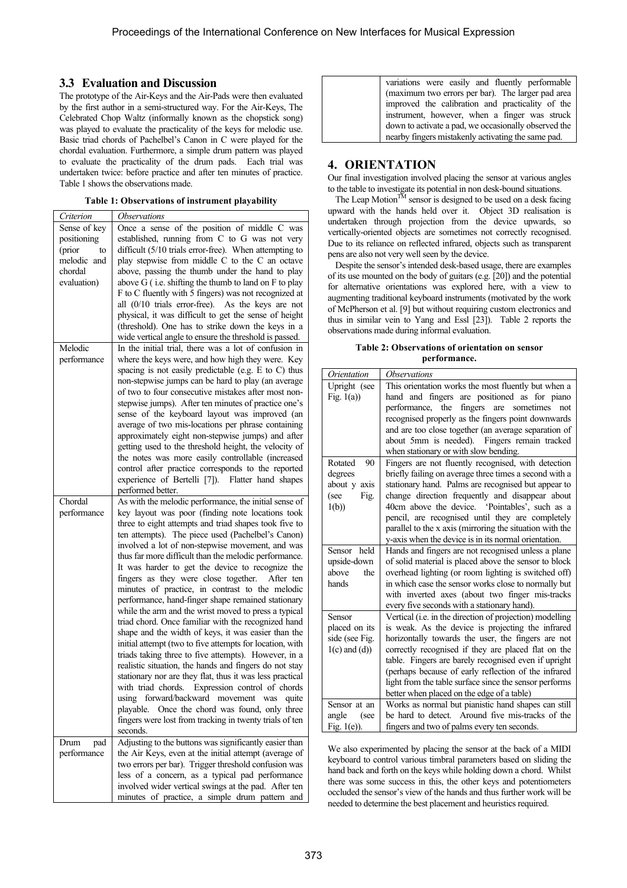### 3.3 Evaluation and Discussion

The prototype of the Air-Keys and the Air-Pads were then evaluated by the first author in a semi-structured way. For the Air-Keys, The Celebrated Chop Waltz (informally known as the chopstick song) was played to evaluate the practicality of the keys for melodic use. Basic triad chords of Pachelbel's Canon in C were played for the chordal evaluation. Furthermore, a simple drum pattern was played to evaluate the practicality of the drum pads. Each trial was undertaken twice: before practice and after ten minutes of practice. Table 1 shows the observations made.

**Table 1: Observations of instrument playability**

| *Criterion* | *Observations* |
|---|---|
| Sense of key positioning (prior to melodic and chordal evaluation) | Once a sense of the position of middle C was established, running from C to G was not very difficult (5/10 trials error-free). When attempting to play stepwise from middle C to the C an octave above, passing the thumb under the hand to play above G ( i.e. shifting the thumb to land on F to play F to C fluently with 5 fingers) was not recognized at all (0/10 trials error-free). As the keys are not physical, it was difficult to get the sense of height (threshold). One has to strike down the keys in a wide vertical angle to ensure the threshold is passed. |
| Melodic performance | In the initial trial, there was a lot of confusion in where the keys were, and how high they were. Key spacing is not easily predictable (e.g. E to C) thus non-stepwise jumps can be hard to play (an average of two to four consecutive mistakes after most non-stepwise jumps). After ten minutes of practice one's sense of the keyboard layout was improved (an average of two mis-locations per phrase containing approximately eight non-stepwise jumps) and after getting used to the threshold height, the velocity of the notes was more easily controllable (increased control after practice corresponds to the reported experience of Bertelli [7]). Flatter hand shapes performed better. |
| Chordal performance | As with the melodic performance, the initial sense of key layout was poor (finding note locations took three to eight attempts and triad shapes took five to ten attempts). The piece used (Pachelbel's Canon) involved a lot of non-stepwise movement, and was thus far more difficult than the melodic performance. It was harder to get the device to recognize the fingers as they were close together. After ten minutes of practice, in contrast to the melodic performance, hand-finger shape remained stationary while the arm and the wrist moved to press a typical triad chord. Once familiar with the recognized hand shape and the width of keys, it was easier than the initial attempt (two to five attempts for location, with triads taking three to five attempts). However, in a realistic situation, the hands and fingers do not stay stationary nor are they flat, thus it was less practical with triad chords. Expression control of chords using forward/backward movement was quite playable. Once the chord was found, only three fingers were lost from tracking in twenty trials of ten seconds. |
| Drum pad performance | Adjusting to the buttons was significantly easier than the Air Keys, even at the initial attempt (average of two errors per bar). Trigger threshold confusion was less of a concern, as a typical pad performance involved wider vertical swings at the pad. After ten minutes of practice, a simple drum pattern and variations were easily and fluently performable (maximum two errors per bar). The larger pad area improved the calibration and practicality of the instrument, however, when a finger was struck down to activate a pad, we occasionally observed the nearby fingers mistakenly activating the same pad. |

## 4. ORIENTATION

Our final investigation involved placing the sensor at various angles to the table to investigate its potential in non desk-bound situations.

The Leap Motion™ sensor is designed to be used on a desk facing upward with the hands held over it. Object 3D realisation is undertaken through projection from the device upwards, so vertically-oriented objects are sometimes not correctly recognised. Due to its reliance on reflected infrared, objects such as transparent pens are also not very well seen by the device.

Despite the sensor's intended desk-based usage, there are examples of its use mounted on the body of guitars (e.g. [20]) and the potential for alternative orientations was explored here, with a view to augmenting traditional keyboard instruments (motivated by the work of McPherson et al. [9] but without requiring custom electronics and thus in similar vein to Yang and Essl [23]). Table 2 reports the observations made during informal evaluation.

**Table 2: Observations of orientation on sensor performance.**

| *Orientation* | *Observations* |
|---|---|
| Upright (see Fig. 1(a)) | This orientation works the most fluently but when a hand and fingers are positioned as for piano performance, the fingers are sometimes not recognised properly as the fingers point downwards and are too close together (an average separation of about 5mm is needed). Fingers remain tracked when stationary or with slow bending. |
| Rotated 90 degrees about y axis (see Fig. 1(b)) | Fingers are not fluently recognised, with detection briefly failing on average three times a second with a stationary hand. Palms are recognised but appear to change direction frequently and disappear about 40cm above the device. 'Pointables', such as a pencil, are recognised until they are completely parallel to the x axis (mirroring the situation with the y-axis when the device is in its normal orientation. |
| Sensor held upside-down above the hands | Hands and fingers are not recognised unless a plane of solid material is placed above the sensor to block overhead lighting (or room lighting is switched off) in which case the sensor works close to normally but with inverted axes (about two finger mis-tracks every five seconds with a stationary hand). |
| Sensor placed on its side (see Fig. 1(c) and (d)) | Vertical (i.e. in the direction of projection) modelling is weak. As the device is projecting the infrared horizontally towards the user, the fingers are not correctly recognised if they are placed flat on the table. Fingers are barely recognised even if upright (perhaps because of early reflection of the infrared light from the table surface since the sensor performs better when placed on the edge of a table) |
| Sensor at an angle (see Fig. 1(e)). | Works as normal but pianistic hand shapes can still be hard to detect. Around five mis-tracks of the fingers and two of palms every ten seconds. |

We also experimented by placing the sensor at the back of a MIDI keyboard to control various timbral parameters based on sliding the hand back and forth on the keys while holding down a chord. Whilst there was some success in this, the other keys and potentiometers occluded the sensor's view of the hands and thus further work will be needed to determine the best placement and heuristics required.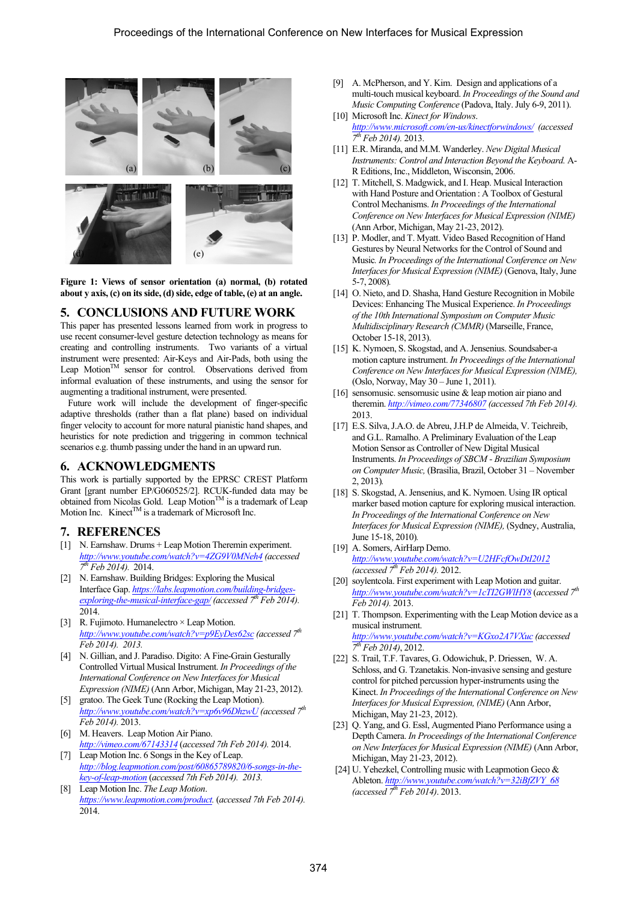Figure 1: Views of sensor orientation (a) normal, (b) rotated about y axis, (c) on its side, (d) side, edge of table, (e) at an angle.

## 5. CONCLUSIONS AND FUTURE WORK

This paper has presented lessons learned from work in progress to use recent consumer-level gesture detection technology as means for creating and controlling instruments. Two variants of a virtual instrument were presented: Air-Keys and Air-Pads, both using the Leap Motion™ sensor for control. Observations derived from informal evaluation of these instruments, and using the sensor for augmenting a traditional instrument, were presented.

Future work will include the development of finger-specific adaptive thresholds (rather than a flat plane) based on individual finger velocity to account for more natural pianistic hand shapes, and heuristics for note prediction and triggering in common technical scenarios e.g. thumb passing under the hand in an upward run.

## 6. ACKNOWLEDGMENTS

This work is partially supported by the EPRSC CREST Platform Grant [grant number EP/G060525/2]. RCUK-funded data may be obtained from Nicolas Gold. Leap Motion™ is a trademark of Leap Motion Inc. Kinect™ is a trademark of Microsoft Inc.

## 7. REFERENCES

[1] N. Earnshaw. Drums + Leap Motion Theremin experiment. http://www.youtube.com/watch?v=4ZG9V0MNeh4 *(accessed 7th Feb 2014).* 2014.

[2] N. Earnshaw. Building Bridges: Exploring the Musical Interface Gap. https://labs.leapmotion.com/building-bridges-exploring-the-musical-interface-gap/ *(accessed 7th Feb 2014).* 2014.

[3] R. Fujimoto. Humanelectro × Leap Motion. http://www.youtube.com/watch?v=p9EyDes62sc *(accessed 7th Feb 2014). 2013.*

[4] N. Gillian, and J. Paradiso. Digito: A Fine-Grain Gesturally Controlled Virtual Musical Instrument. *In Proceedings of the International Conference on New Interfaces for Musical Expression (NIME)* (Ann Arbor, Michigan, May 21-23, 2012).

[5] gratoo. The Geek Tune (Rocking the Leap Motion). http://www.youtube.com/watch?v=xp6v96DhzwU *(accessed 7th Feb 2014).* 2013.

[6] M. Heavers. Leap Motion Air Piano. http://vimeo.com/67143314 *(accessed 7th Feb 2014).* 2014.

[7] Leap Motion Inc. 6 Songs in the Key of Leap. http://blog.leapmotion.com/post/60865789820/6-songs-in-the-key-of-leap-motion *(accessed 7th Feb 2014). 2013.*

[8] Leap Motion Inc. *The Leap Motion.* https://www.leapmotion.com/product. *(accessed 7th Feb 2014).* 2014.

[9] A. McPherson, and Y. Kim. Design and applications of a multi-touch musical keyboard. *In Proceedings of the Sound and Music Computing Conference* (Padova, Italy. July 6-9, 2011).

[10] Microsoft Inc. *Kinect for Windows.* http://www.microsoft.com/en-us/kinectforwindows/ *(accessed 7th Feb 2014).* 2013.

[11] E.R. Miranda, and M.M. Wanderley. *New Digital Musical Instruments: Control and Interaction Beyond the Keyboard.* A-R Editions, Inc., Middleton, Wisconsin, 2006.

[12] T. Mitchell, S. Madgwick, and I. Heap. Musical Interaction with Hand Posture and Orientation : A Toolbox of Gestural Control Mechanisms. *In Proceedings of the International Conference on New Interfaces for Musical Expression (NIME)* (Ann Arbor, Michigan, May 21-23, 2012).

[13] P. Modler, and T. Myatt. Video Based Recognition of Hand Gestures by Neural Networks for the Control of Sound and Music. *In Proceedings of the International Conference on New Interfaces for Musical Expression (NIME)* (Genova, Italy, June 5-7, 2008).

[14] O. Nieto, and D. Shasha, Hand Gesture Recognition in Mobile Devices: Enhancing The Musical Experience. *In Proceedings of the 10th International Symposium on Computer Music Multidisciplinary Research (CMMR)* (Marseille, France, October 15-18, 2013).

[15] K. Nymoen, S. Skogstad, and A. Jensenius. Soundsaber-a motion capture instrument. *In Proceedings of the International Conference on New Interfaces for Musical Expression (NIME),* (Oslo, Norway, May 30 – June 1, 2011).

[16] sensomusic. sensomusic usine & leap motion air piano and theremin. http://vimeo.com/77346807 *(accessed 7th Feb 2014).* 2013.

[17] E.S. Silva, J.A.O. de Abreu, J.H.P de Almeida, V. Teichreib, and G.L. Ramalho. A Preliminary Evaluation of the Leap Motion Sensor as Controller of New Digital Musical Instruments. *In Proceedings of SBCM - Brazilian Symposium on Computer Music,* (Brasilia, Brazil, October 31 – November 2, 2013).

[18] S. Skogstad, A. Jensenius, and K. Nymoen. Using IR optical marker based motion capture for exploring musical interaction. *In Proceedings of the International Conference on New Interfaces for Musical Expression (NIME),* (Sydney, Australia, June 15-18, 2010).

[19] A. Somers, AirHarp Demo. http://www.youtube.com/watch?v=U2HFcfOwDtI2012 *(accessed 7th Feb 2014).* 2012.

[20] soylentcola. First experiment with Leap Motion and guitar. http://www.youtube.com/watch?v=1cTI2GWIHY8 *(accessed 7th Feb 2014).* 2013.

[21] T. Thompson. Experimenting with the Leap Motion device as a musical instrument. http://www.youtube.com/watch?v=KGxo2A7VXuc *(accessed 7th Feb 2014)*, 2012.

[22] S. Trail, T.F. Tavares, G. Odowichuk, P. Driessen, W. A. Schloss, and G. Tzanetakis. Non-invasive sensing and gesture control for pitched percussion hyper-instruments using the Kinect. *In Proceedings of the International Conference on New Interfaces for Musical Expression, (NIME)* (Ann Arbor, Michigan, May 21-23, 2012).

[23] Q. Yang, and G. Essl, Augmented Piano Performance using a Depth Camera. *In Proceedings of the International Conference on New Interfaces for Musical Expression (NIME)* (Ann Arbor, Michigan, May 21-23, 2012).

[24] U. Yehezkel, Controlling music with Leapmotion Geco & Ableton. http://www.youtube.com/watch?v=32iBfZVY_68 *(accessed 7th Feb 2014).* 2013.